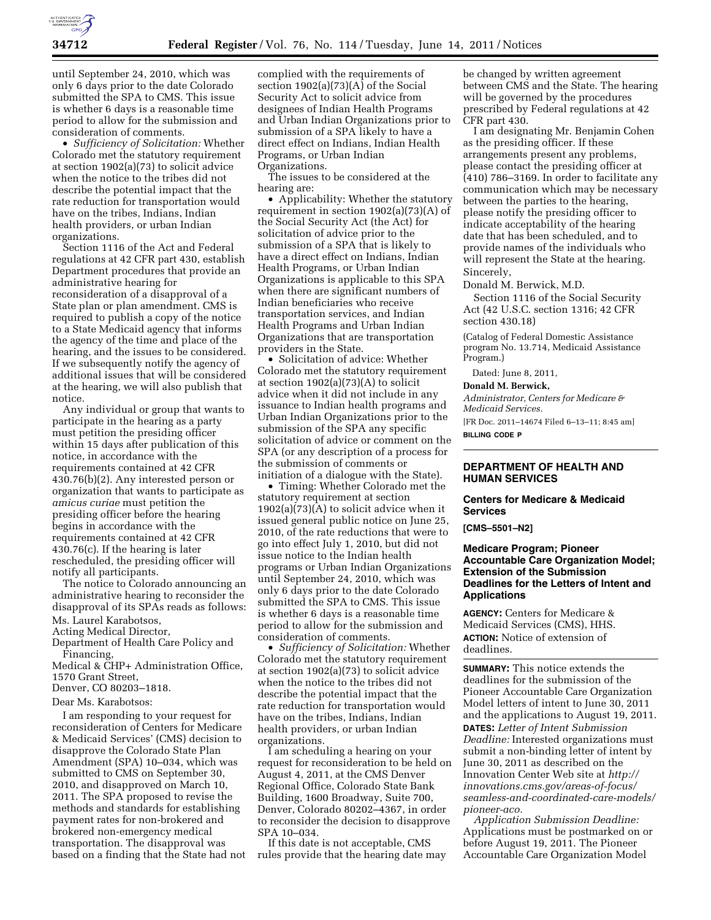until September 24, 2010, which was only 6 days prior to the date Colorado submitted the SPA to CMS. This issue is whether 6 days is a reasonable time period to allow for the submission and consideration of comments.

- *Sufficiency of Solicitation:* Whether Colorado met the statutory requirement at section 1902(a)(73) to solicit advice when the notice to the tribes did not describe the potential impact that the rate reduction for transportation would have on the tribes, Indians, Indian health providers, or urban Indian organizations.

Section 1116 of the Act and Federal regulations at 42 CFR part 430, establish Department procedures that provide an administrative hearing for reconsideration of a disapproval of a State plan or plan amendment. CMS is required to publish a copy of the notice to a State Medicaid agency that informs the agency of the time and place of the hearing, and the issues to be considered. If we subsequently notify the agency of additional issues that will be considered at the hearing, we will also publish that notice.

Any individual or group that wants to participate in the hearing as a party must petition the presiding officer within 15 days after publication of this notice, in accordance with the requirements contained at 42 CFR 430.76(b)(2). Any interested person or organization that wants to participate as *amicus curiae* must petition the presiding officer before the hearing begins in accordance with the requirements contained at 42 CFR 430.76(c). If the hearing is later rescheduled, the presiding officer will notify all participants.

The notice to Colorado announcing an administrative hearing to reconsider the disapproval of its SPAs reads as follows:

Ms. Laurel Karabotsos,
Acting Medical Director,
Department of Health Care Policy and Financing,
Medical & CHP+ Administration Office,
1570 Grant Street,
Denver, CO 80203–1818.

Dear Ms. Karabotsos:

I am responding to your request for reconsideration of Centers for Medicare & Medicaid Services' (CMS) decision to disapprove the Colorado State Plan Amendment (SPA) 10–034, which was submitted to CMS on September 30, 2010, and disapproved on March 10, 2011. The SPA proposed to revise the methods and standards for establishing payment rates for non-brokered and brokered non-emergency medical transportation. The disapproval was based on a finding that the State had not complied with the requirements of section 1902(a)(73)(A) of the Social Security Act to solicit advice from designees of Indian Health Programs and Urban Indian Organizations prior to submission of a SPA likely to have a direct effect on Indians, Indian Health Programs, or Urban Indian Organizations.

The issues to be considered at the hearing are:

- Applicability: Whether the statutory requirement in section 1902(a)(73)(A) of the Social Security Act (the Act) for solicitation of advice prior to the submission of a SPA that is likely to have a direct effect on Indians, Indian Health Programs, or Urban Indian Organizations is applicable to this SPA when there are significant numbers of Indian beneficiaries who receive transportation services, and Indian Health Programs and Urban Indian Organizations that are transportation providers in the State.
- Solicitation of advice: Whether Colorado met the statutory requirement at section 1902(a)(73)(A) to solicit advice when it did not include in any issuance to Indian health programs and Urban Indian Organizations prior to the submission of the SPA any specific solicitation of advice or comment on the SPA (or any description of a process for the submission of comments or initiation of a dialogue with the State).
- Timing: Whether Colorado met the statutory requirement at section 1902(a)(73)(A) to solicit advice when it issued general public notice on June 25, 2010, of the rate reductions that were to go into effect July 1, 2010, but did not issue notice to the Indian health programs or Urban Indian Organizations until September 24, 2010, which was only 6 days prior to the date Colorado submitted the SPA to CMS. This issue is whether 6 days is a reasonable time period to allow for the submission and consideration of comments.
- *Sufficiency of Solicitation:* Whether Colorado met the statutory requirement at section 1902(a)(73) to solicit advice when the notice to the tribes did not describe the potential impact that the rate reduction for transportation would have on the tribes, Indians, Indian health providers, or urban Indian organizations.

I am scheduling a hearing on your request for reconsideration to be held on August 4, 2011, at the CMS Denver Regional Office, Colorado State Bank Building, 1600 Broadway, Suite 700, Denver, Colorado 80202–4367, in order to reconsider the decision to disapprove SPA 10–034.

If this date is not acceptable, CMS rules provide that the hearing date may be changed by written agreement between CMS and the State. The hearing will be governed by the procedures prescribed by Federal regulations at 42 CFR part 430.

I am designating Mr. Benjamin Cohen as the presiding officer. If these arrangements present any problems, please contact the presiding officer at (410) 786–3169. In order to facilitate any communication which may be necessary between the parties to the hearing, please notify the presiding officer to indicate acceptability of the hearing date that has been scheduled, and to provide names of the individuals who will represent the State at the hearing.

Sincerely,

Donald M. Berwick, M.D.

Section 1116 of the Social Security Act (42 U.S.C. section 1316; 42 CFR section 430.18)

(Catalog of Federal Domestic Assistance program No. 13.714, Medicaid Assistance Program.)

Dated: June 8, 2011,

**Donald M. Berwick,**

*Administrator, Centers for Medicare & Medicaid Services.*

[FR Doc. 2011–14674 Filed 6–13–11; 8:45 am]

**BILLING CODE P**

## DEPARTMENT OF HEALTH AND HUMAN SERVICES

### Centers for Medicare & Medicaid Services

**[CMS–5501–N2]**

### Medicare Program; Pioneer Accountable Care Organization Model; Extension of the Submission Deadlines for the Letters of Intent and Applications

**AGENCY:** Centers for Medicare & Medicaid Services (CMS), HHS.

**ACTION:** Notice of extension of deadlines.

**SUMMARY:** This notice extends the deadlines for the submission of the Pioneer Accountable Care Organization Model letters of intent to June 30, 2011 and the applications to August 19, 2011.

**DATES:** *Letter of Intent Submission Deadline:* Interested organizations must submit a non-binding letter of intent by June 30, 2011 as described on the Innovation Center Web site at *http://innovations.cms.gov/areas-of-focus/seamless-and-coordinated-care-models/pioneer-aco.*

*Application Submission Deadline:* Applications must be postmarked on or before August 19, 2011. The Pioneer Accountable Care Organization Model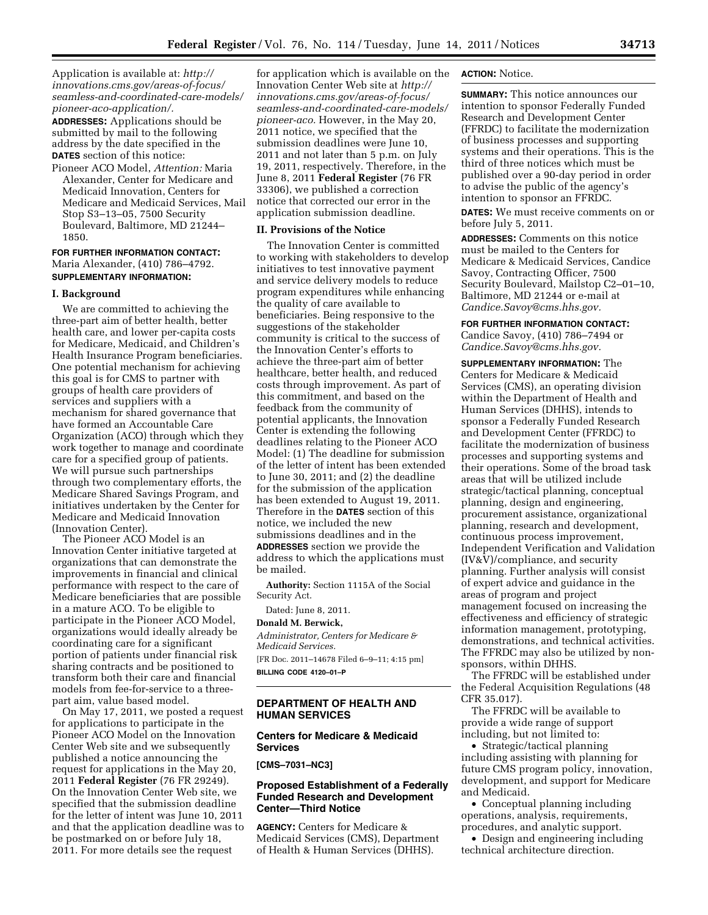Application is available at: *http://innovations.cms.gov/areas-of-focus/seamless-and-coordinated-care-models/pioneer-aco-application/.*

**ADDRESSES:** Applications should be submitted by mail to the following address by the date specified in the **DATES** section of this notice:

Pioneer ACO Model, *Attention:* Maria Alexander, Center for Medicare and Medicaid Innovation, Centers for Medicare and Medicaid Services, Mail Stop S3–13–05, 7500 Security Boulevard, Baltimore, MD 21244–1850.

**FOR FURTHER INFORMATION CONTACT:** Maria Alexander, (410) 786–4792.

**SUPPLEMENTARY INFORMATION:**

**I. Background**

We are committed to achieving the three-part aim of better health, better health care, and lower per-capita costs for Medicare, Medicaid, and Children's Health Insurance Program beneficiaries. One potential mechanism for achieving this goal is for CMS to partner with groups of health care providers of services and suppliers with a mechanism for shared governance that have formed an Accountable Care Organization (ACO) through which they work together to manage and coordinate care for a specified group of patients. We will pursue such partnerships through two complementary efforts, the Medicare Shared Savings Program, and initiatives undertaken by the Center for Medicare and Medicaid Innovation (Innovation Center).

The Pioneer ACO Model is an Innovation Center initiative targeted at organizations that can demonstrate the improvements in financial and clinical performance with respect to the care of Medicare beneficiaries that are possible in a mature ACO. To be eligible to participate in the Pioneer ACO Model, organizations would ideally already be coordinating care for a significant portion of patients under financial risk sharing contracts and be positioned to transform both their care and financial models from fee-for-service to a three-part aim, value based model.

On May 17, 2011, we posted a request for applications to participate in the Pioneer ACO Model on the Innovation Center Web site and we subsequently published a notice announcing the request for applications in the May 20, 2011 **Federal Register** (76 FR 29249). On the Innovation Center Web site, we specified that the submission deadline for the letter of intent was June 10, 2011 and that the application deadline was to be postmarked on or before July 18, 2011. For more details see the request for application which is available on the Innovation Center Web site at *http://innovations.cms.gov/areas-of-focus/seamless-and-coordinated-care-models/pioneer-aco.* However, in the May 20, 2011 notice, we specified that the submission deadlines were June 10, 2011 and not later than 5 p.m. on July 19, 2011, respectively. Therefore, in the June 8, 2011 **Federal Register** (76 FR 33306), we published a correction notice that corrected our error in the application submission deadline.

**II. Provisions of the Notice**

The Innovation Center is committed to working with stakeholders to develop initiatives to test innovative payment and service delivery models to reduce program expenditures while enhancing the quality of care available to beneficiaries. Being responsive to the suggestions of the stakeholder community is critical to the success of the Innovation Center's efforts to achieve the three-part aim of better healthcare, better health, and reduced costs through improvement. As part of this commitment, and based on the feedback from the community of potential applicants, the Innovation Center is extending the following deadlines relating to the Pioneer ACO Model: (1) The deadline for submission of the letter of intent has been extended to June 30, 2011; and (2) the deadline for the submission of the application has been extended to August 19, 2011. Therefore in the **DATES** section of this notice, we included the new submissions deadlines and in the **ADDRESSES** section we provide the address to which the applications must be mailed.

**Authority:** Section 1115A of the Social Security Act.

Dated: June 8, 2011.

**Donald M. Berwick,**

*Administrator, Centers for Medicare & Medicaid Services.*

[FR Doc. 2011–14678 Filed 6–9–11; 4:15 pm]

**BILLING CODE 4120–01–P**

## DEPARTMENT OF HEALTH AND HUMAN SERVICES

### Centers for Medicare & Medicaid Services

**[CMS–7031–NC3]**

### Proposed Establishment of a Federally Funded Research and Development Center—Third Notice

**AGENCY:** Centers for Medicare & Medicaid Services (CMS), Department of Health & Human Services (DHHS).

**ACTION:** Notice.

**SUMMARY:** This notice announces our intention to sponsor Federally Funded Research and Development Center (FFRDC) to facilitate the modernization of business processes and supporting systems and their operations. This is the third of three notices which must be published over a 90-day period in order to advise the public of the agency's intention to sponsor an FFRDC.

**DATES:** We must receive comments on or before July 5, 2011.

**ADDRESSES:** Comments on this notice must be mailed to the Centers for Medicare & Medicaid Services, Candice Savoy, Contracting Officer, 7500 Security Boulevard, Mailstop C2–01–10, Baltimore, MD 21244 or e-mail at *Candice.Savoy@cms.hhs.gov.*

**FOR FURTHER INFORMATION CONTACT:** Candice Savoy, (410) 786–7494 or *Candice.Savoy@cms.hhs.gov.*

**SUPPLEMENTARY INFORMATION:** The Centers for Medicare & Medicaid Services (CMS), an operating division within the Department of Health and Human Services (DHHS), intends to sponsor a Federally Funded Research and Development Center (FFRDC) to facilitate the modernization of business processes and supporting systems and their operations. Some of the broad task areas that will be utilized include strategic/tactical planning, conceptual planning, design and engineering, procurement assistance, organizational planning, research and development, continuous process improvement, Independent Verification and Validation (IV&V)/compliance, and security planning. Further analysis will consist of expert advice and guidance in the areas of program and project management focused on increasing the effectiveness and efficiency of strategic information management, prototyping, demonstrations, and technical activities. The FFRDC may also be utilized by non-sponsors, within DHHS.

The FFRDC will be established under the Federal Acquisition Regulations (48 CFR 35.017).

The FFRDC will be available to provide a wide range of support including, but not limited to:

- Strategic/tactical planning including assisting with planning for future CMS program policy, innovation, development, and support for Medicare and Medicaid.
- Conceptual planning including operations, analysis, requirements, procedures, and analytic support.
- Design and engineering including technical architecture direction.